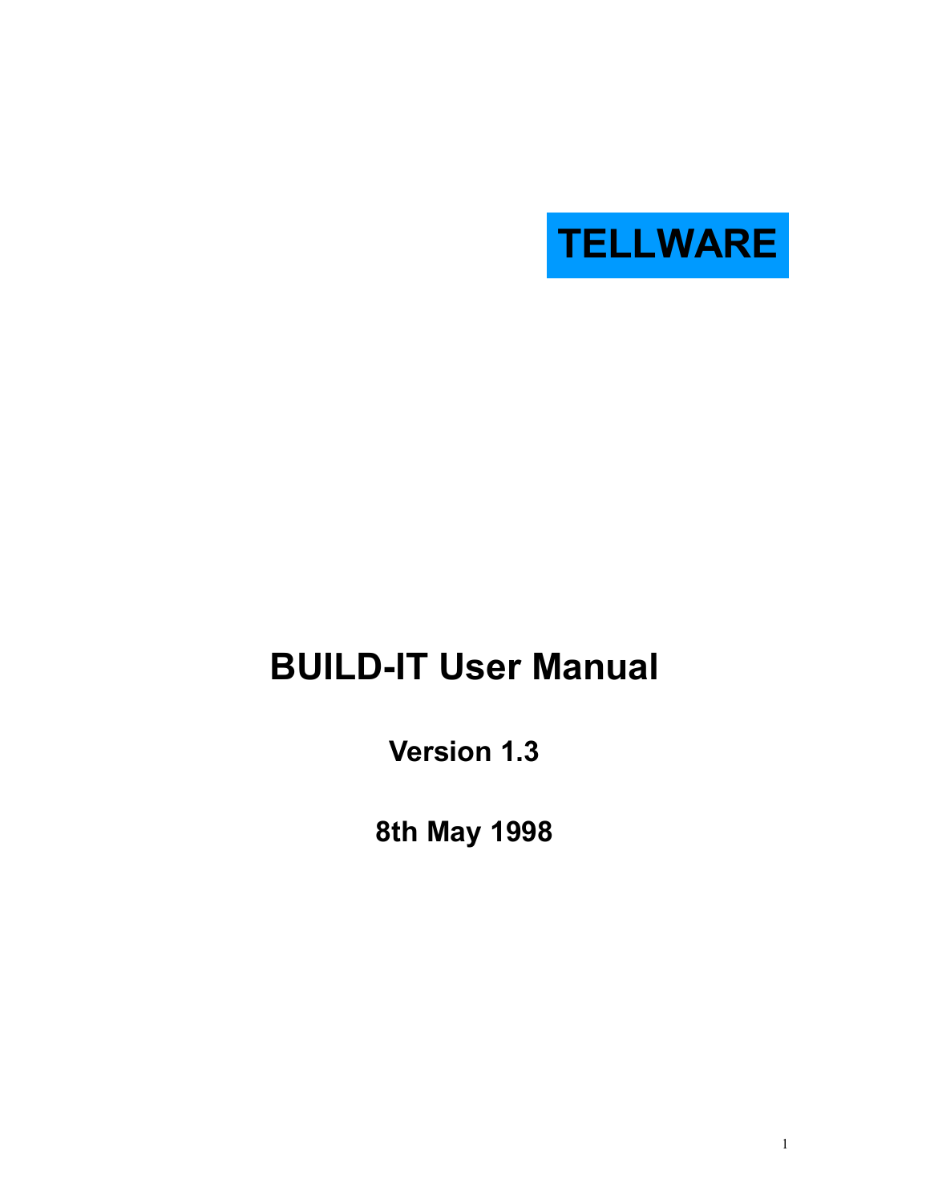**TELLWARE**

# BUILD-IT User Manual

**Version 1.3**

**8th May 1998**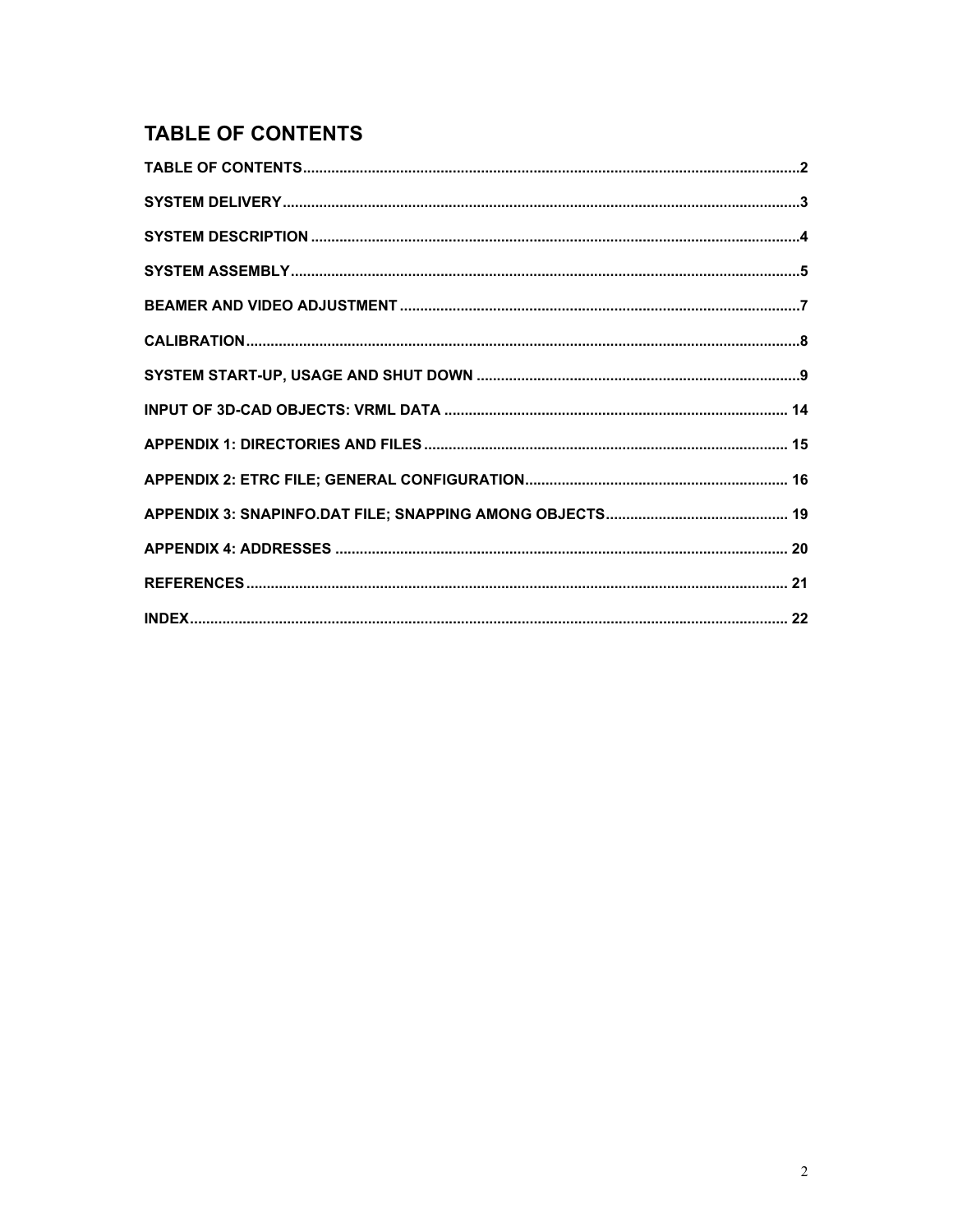## TABLE OF CONTENTS

**TABLE OF CONTENTS**..........................................................................................................................2

**SYSTEM DELIVERY**..............................................................................................................................3

**SYSTEM DESCRIPTION**........................................................................................................................4

**SYSTEM ASSEMBLY**............................................................................................................................5

**BEAMER AND VIDEO ADJUSTMENT**.................................................................................................7

**CALIBRATION**.......................................................................................................................................8

**SYSTEM START-UP, USAGE AND SHUT DOWN**...............................................................................9

**INPUT OF 3D-CAD OBJECTS: VRML DATA**.................................................................................... 14

**APPENDIX 1: DIRECTORIES AND FILES**......................................................................................... 15

**APPENDIX 2: ETRC FILE; GENERAL CONFIGURATION**................................................................ 16

**APPENDIX 3: SNAPINFO.DAT FILE; SNAPPING AMONG OBJECTS**............................................. 19

**APPENDIX 4: ADDRESSES**............................................................................................................... 20

**REFERENCES**.................................................................................................................................... 21

**INDEX**.................................................................................................................................................. 22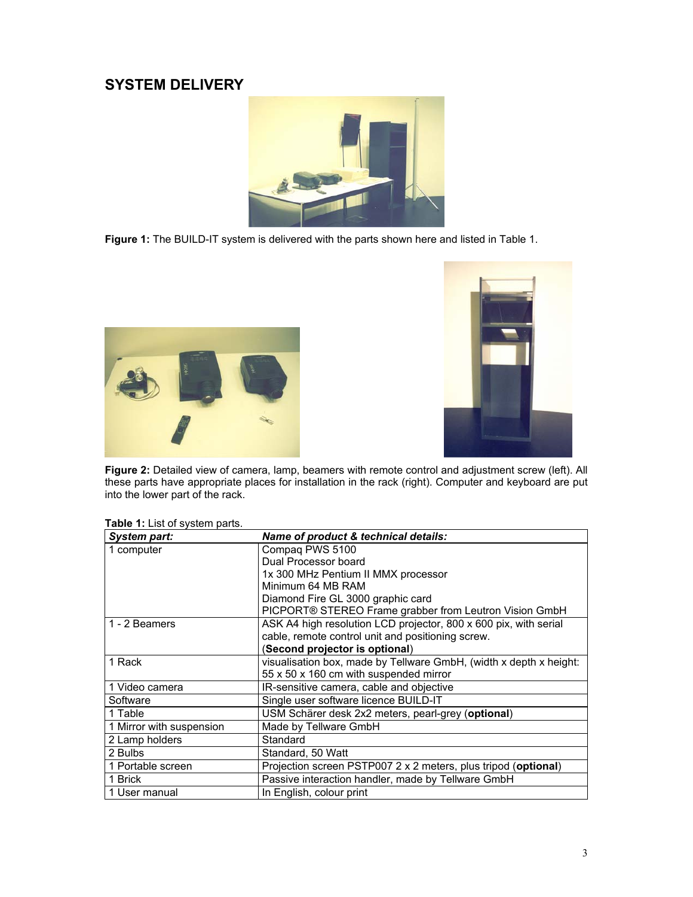## SYSTEM DELIVERY

**Figure 1:** The BUILD-IT system is delivered with the parts shown here and listed in Table 1.

**Figure 2:** Detailed view of camera, lamp, beamers with remote control and adjustment screw (left). All these parts have appropriate places for installation in the rack (right). Computer and keyboard are put into the lower part of the rack.

**Table 1:** List of system parts.

| *System part:* | *Name of product & technical details:* |
| --- | --- |
| 1 computer | Compaq PWS 5100<br>Dual Processor board<br>1x 300 MHz Pentium II MMX processor<br>Minimum 64 MB RAM<br>Diamond Fire GL 3000 graphic card<br>PICPORT® STEREO Frame grabber from Leutron Vision GmbH |
| 1 - 2 Beamers | ASK A4 high resolution LCD projector, 800 x 600 pix, with serial cable, remote control unit and positioning screw.<br>(**Second projector is optional**) |
| 1 Rack | visualisation box, made by Tellware GmbH, (width x depth x height: 55 x 50 x 160 cm with suspended mirror |
| 1 Video camera | IR-sensitive camera, cable and objective |
| Software | Single user software licence BUILD-IT |
| 1 Table | USM Schärer desk 2x2 meters, pearl-grey (**optional**) |
| 1 Mirror with suspension | Made by Tellware GmbH |
| 2 Lamp holders | Standard |
| 2 Bulbs | Standard, 50 Watt |
| 1 Portable screen | Projection screen PSTP007 2 x 2 meters, plus tripod (**optional**) |
| 1 Brick | Passive interaction handler, made by Tellware GmbH |
| 1 User manual | In English, colour print |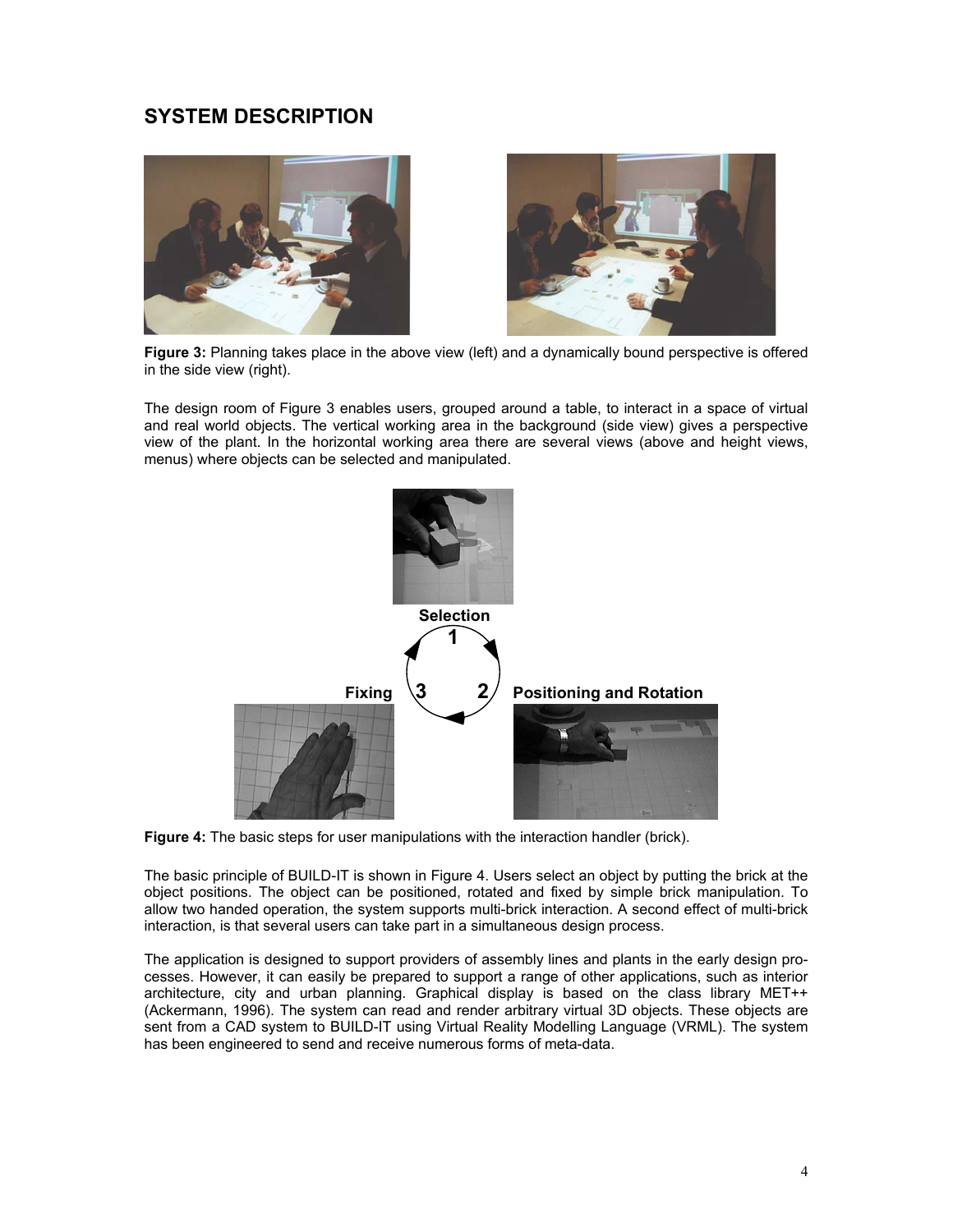## SYSTEM DESCRIPTION

**Figure 3:** Planning takes place in the above view (left) and a dynamically bound perspective is offered in the side view (right).

The design room of Figure 3 enables users, grouped around a table, to interact in a space of virtual and real world objects. The vertical working area in the background (side view) gives a perspective view of the plant. In the horizontal working area there are several views (above and height views, menus) where objects can be selected and manipulated.

**Figure 4:** The basic steps for user manipulations with the interaction handler (brick).

The basic principle of BUILD-IT is shown in Figure 4. Users select an object by putting the brick at the object positions. The object can be positioned, rotated and fixed by simple brick manipulation. To allow two handed operation, the system supports multi-brick interaction. A second effect of multi-brick interaction, is that several users can take part in a simultaneous design process.

The application is designed to support providers of assembly lines and plants in the early design processes. However, it can easily be prepared to support a range of other applications, such as interior architecture, city and urban planning. Graphical display is based on the class library MET++ (Ackermann, 1996). The system can read and render arbitrary virtual 3D objects. These objects are sent from a CAD system to BUILD-IT using Virtual Reality Modelling Language (VRML). The system has been engineered to send and receive numerous forms of meta-data.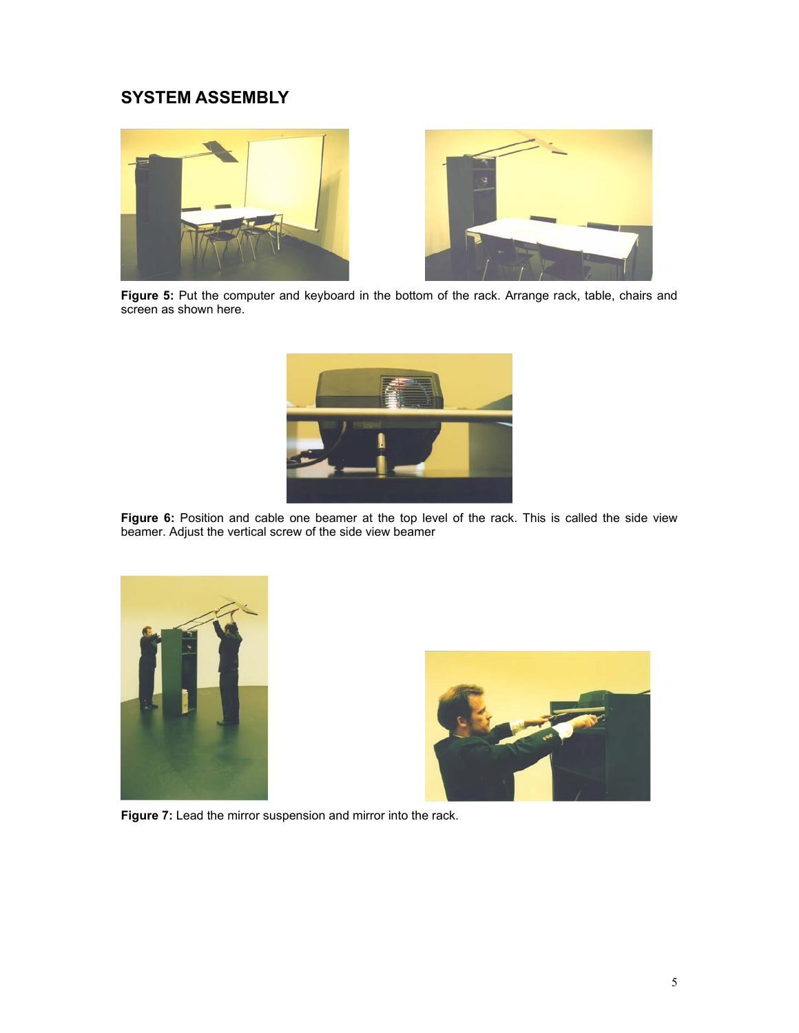## SYSTEM ASSEMBLY

**Figure 5:** Put the computer and keyboard in the bottom of the rack. Arrange rack, table, chairs and screen as shown here.

**Figure 6:** Position and cable one beamer at the top level of the rack. This is called the side view beamer. Adjust the vertical screw of the side view beamer

**Figure 7:** Lead the mirror suspension and mirror into the rack.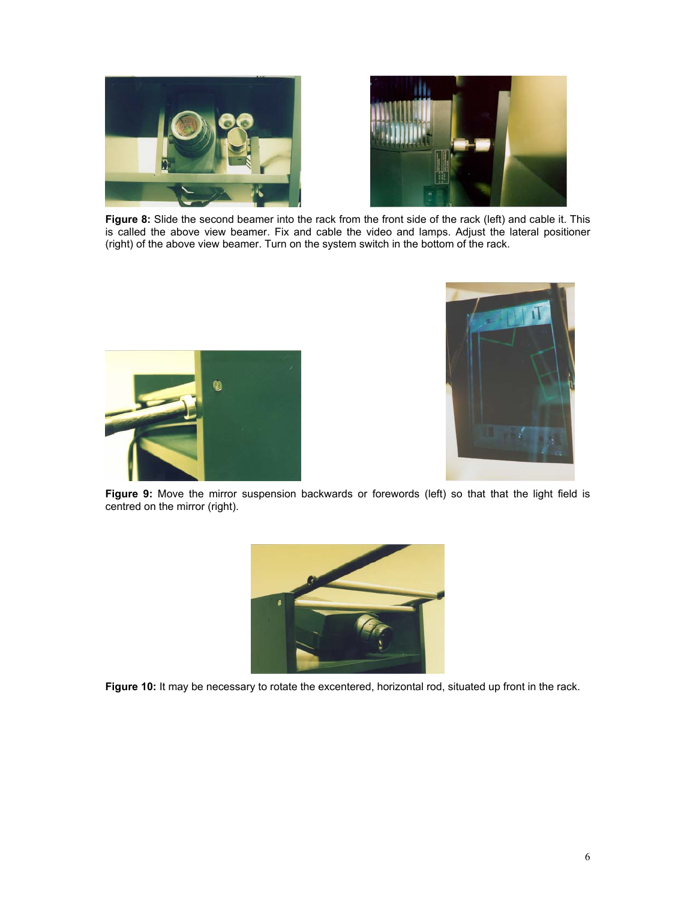**Figure 8:** Slide the second beamer into the rack from the front side of the rack (left) and cable it. This is called the above view beamer. Fix and cable the video and lamps. Adjust the lateral positioner (right) of the above view beamer. Turn on the system switch in the bottom of the rack.

**Figure 9:** Move the mirror suspension backwards or forewords (left) so that that the light field is centred on the mirror (right).

**Figure 10:** It may be necessary to rotate the excentered, horizontal rod, situated up front in the rack.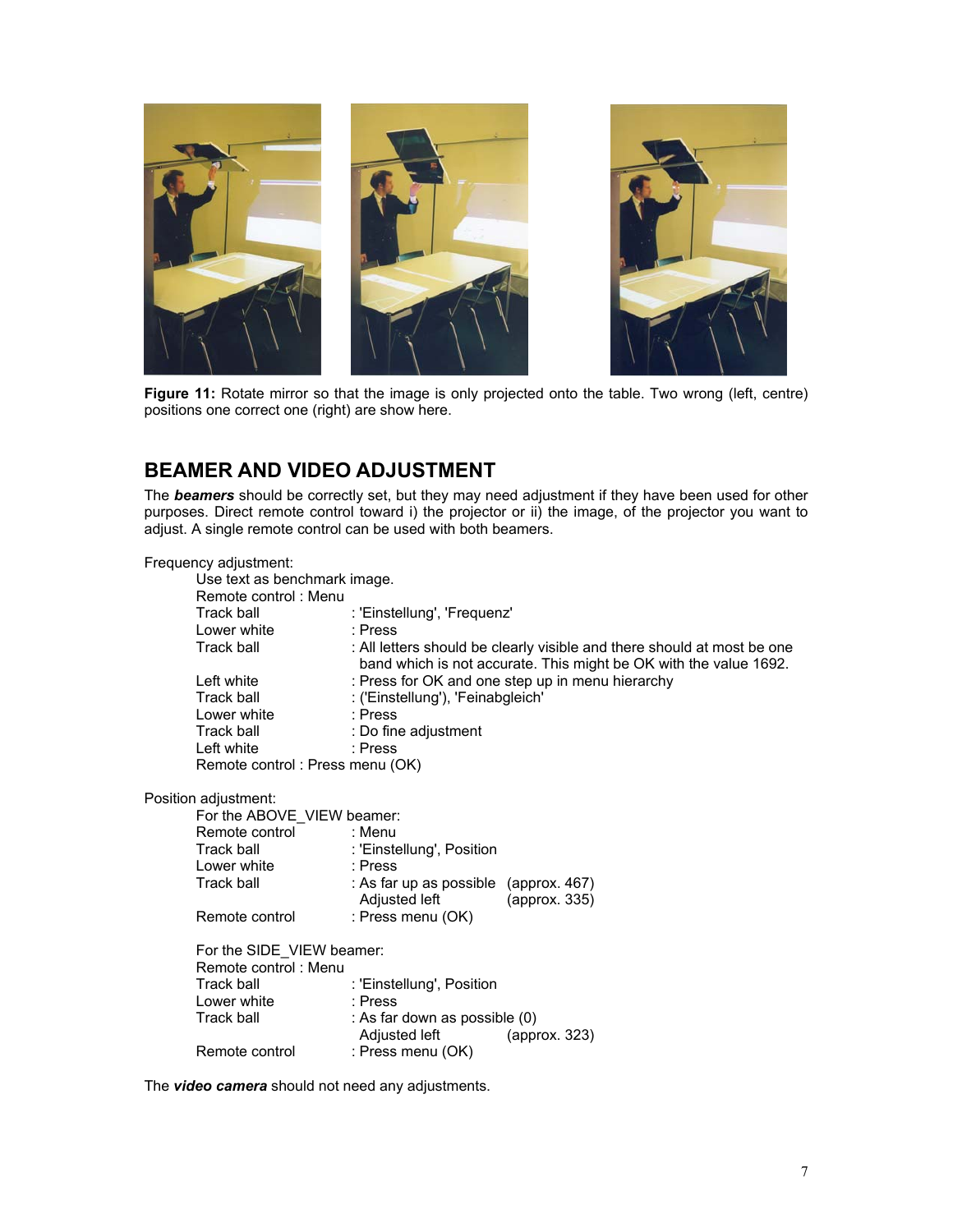**Figure 11:** Rotate mirror so that the image is only projected onto the table. Two wrong (left, centre) positions one correct one (right) are show here.

## BEAMER AND VIDEO ADJUSTMENT

The ***beamers*** should be correctly set, but they may need adjustment if they have been used for other purposes. Direct remote control toward i) the projector or ii) the image, of the projector you want to adjust. A single remote control can be used with both beamers.

Frequency adjustment:

Use text as benchmark image.
Remote control : Menu

| | |
|---|---|
| Track ball | : 'Einstellung', 'Frequenz' |
| Lower white | : Press |
| Track ball | : All letters should be clearly visible and there should at most be one band which is not accurate. This might be OK with the value 1692. |
| Left white | : Press for OK and one step up in menu hierarchy |
| Track ball | : ('Einstellung'), 'Feinabgleich' |
| Lower white | : Press |
| Track ball | : Do fine adjustment |
| Left white | : Press |

Remote control : Press menu (OK)

Position adjustment:

For the ABOVE_VIEW beamer:

| | | |
|---|---|---|
| Remote control | : Menu | |
| Track ball | : 'Einstellung', Position | |
| Lower white | : Press | |
| Track ball | : As far up as possible | (approx. 467) |
| | Adjusted left | (approx. 335) |
| Remote control | : Press menu (OK) | |

For the SIDE_VIEW beamer:

Remote control : Menu

| | | |
|---|---|---|
| Track ball | : 'Einstellung', Position | |
| Lower white | : Press | |
| Track ball | : As far down as possible (0) | |
| | Adjusted left | (approx. 323) |
| Remote control | : Press menu (OK) | |

The ***video camera*** should not need any adjustments.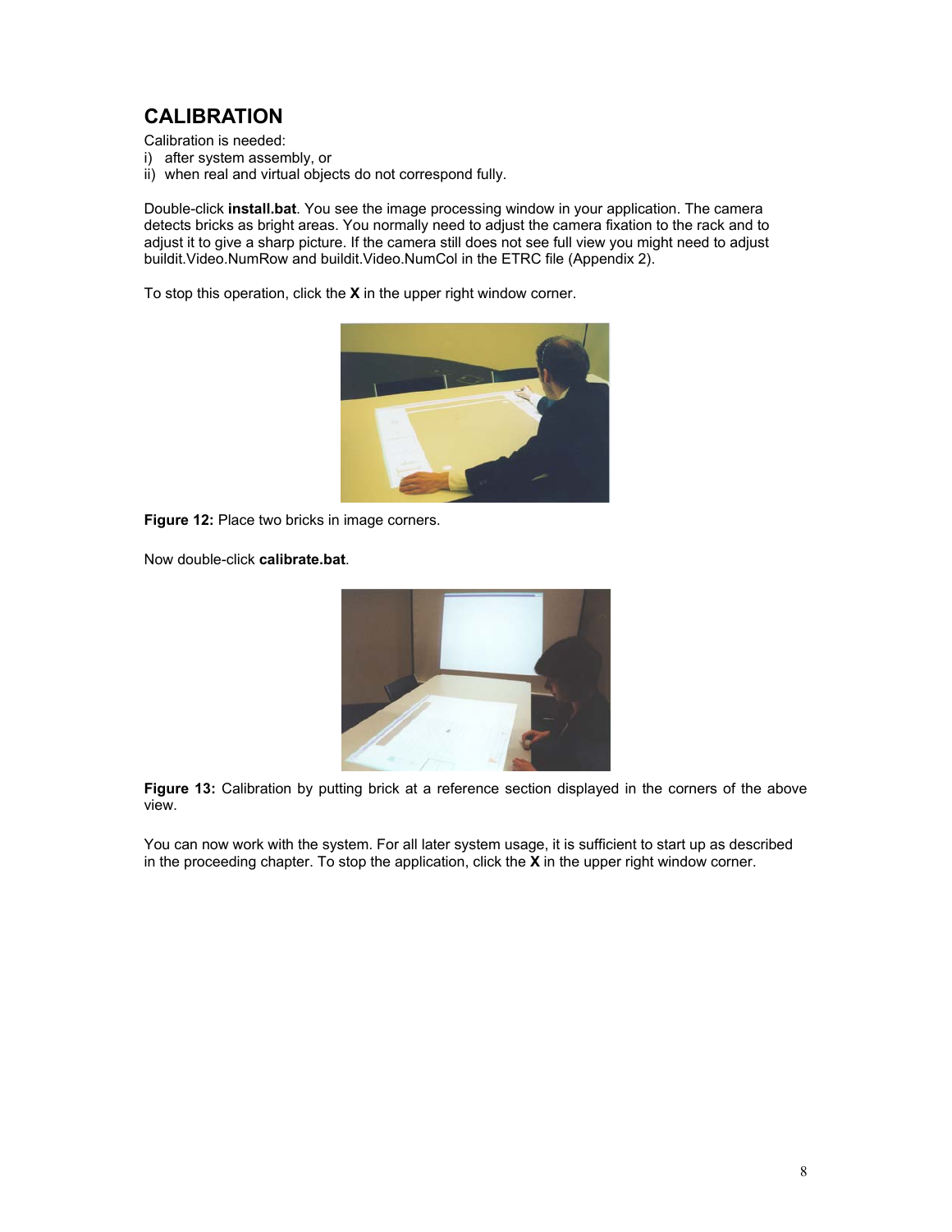## CALIBRATION

Calibration is needed:

i) after system assembly, or
ii) when real and virtual objects do not correspond fully.

Double-click **install.bat**. You see the image processing window in your application. The camera detects bricks as bright areas. You normally need to adjust the camera fixation to the rack and to adjust it to give a sharp picture. If the camera still does not see full view you might need to adjust buildit.Video.NumRow and buildit.Video.NumCol in the ETRC file (Appendix 2).

To stop this operation, click the **X** in the upper right window corner.

**Figure 12:** Place two bricks in image corners.

Now double-click **calibrate.bat**.

**Figure 13:** Calibration by putting brick at a reference section displayed in the corners of the above view.

You can now work with the system. For all later system usage, it is sufficient to start up as described in the proceeding chapter. To stop the application, click the **X** in the upper right window corner.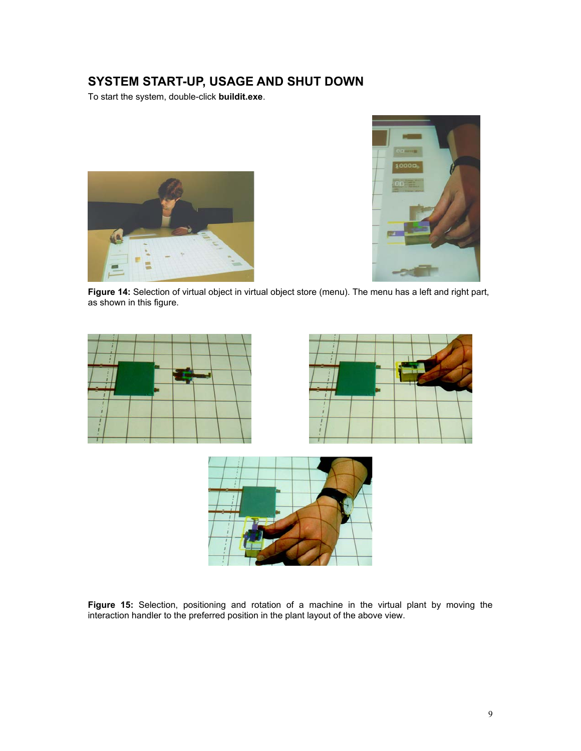## SYSTEM START-UP, USAGE AND SHUT DOWN

To start the system, double-click **buildit.exe**.

**Figure 14:** Selection of virtual object in virtual object store (menu). The menu has a left and right part, as shown in this figure.

**Figure 15:** Selection, positioning and rotation of a machine in the virtual plant by moving the interaction handler to the preferred position in the plant layout of the above view.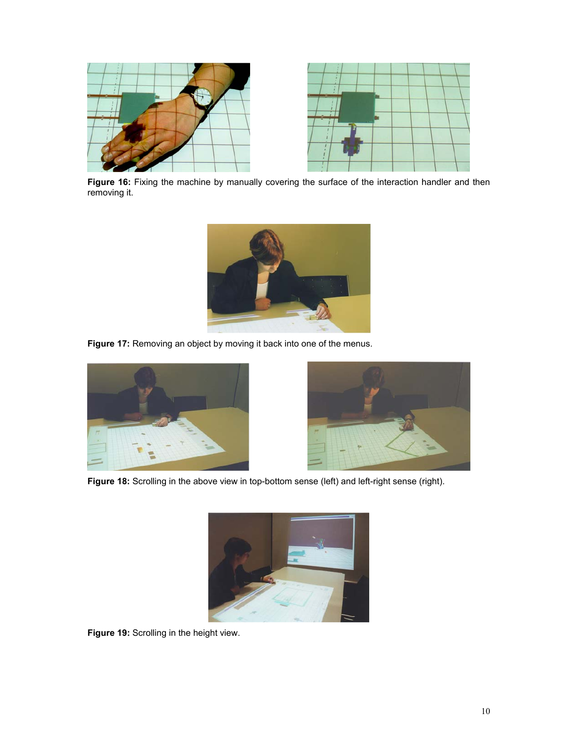**Figure 16:** Fixing the machine by manually covering the surface of the interaction handler and then removing it.

**Figure 17:** Removing an object by moving it back into one of the menus.

**Figure 18:** Scrolling in the above view in top-bottom sense (left) and left-right sense (right).

**Figure 19:** Scrolling in the height view.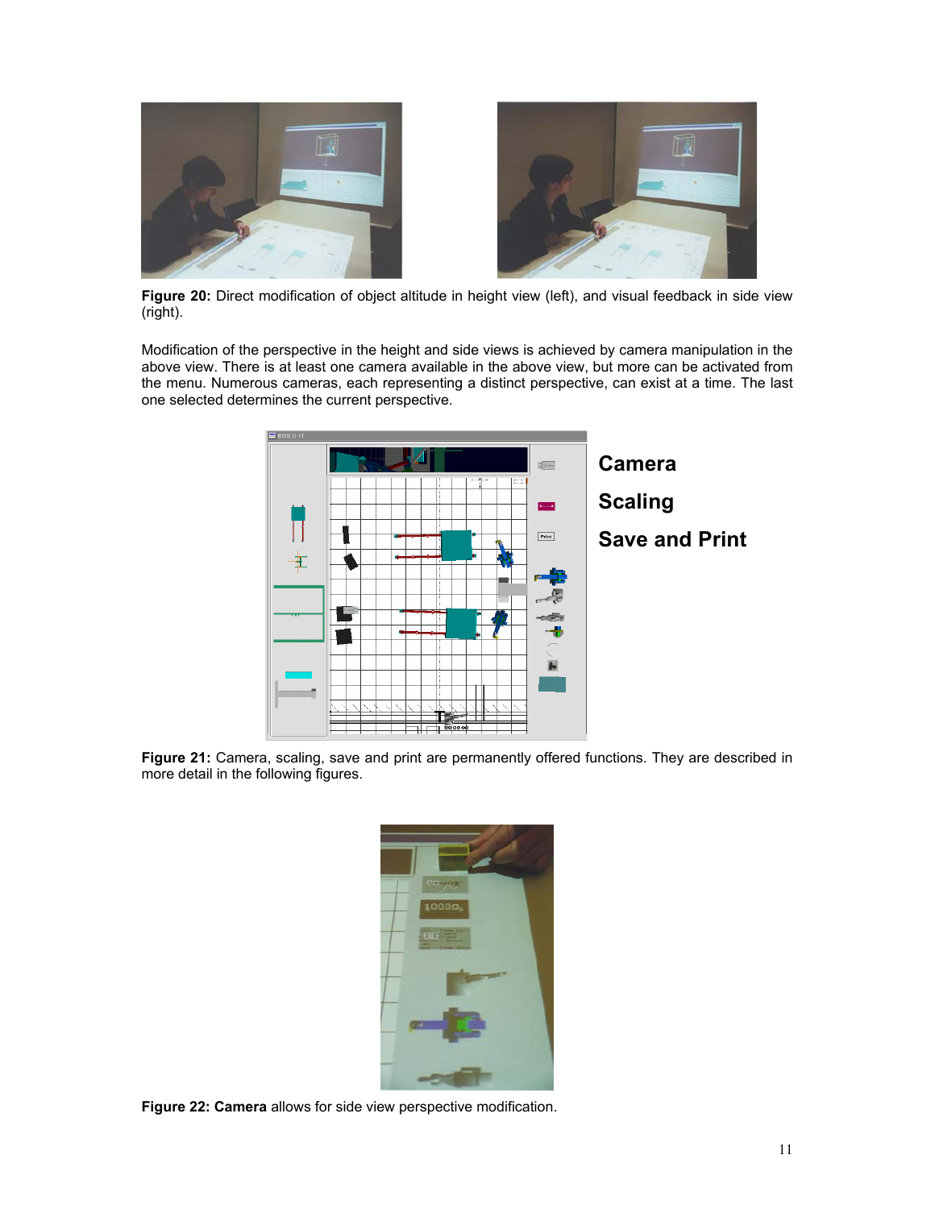**Figure 20:** Direct modification of object altitude in height view (left), and visual feedback in side view (right).

Modification of the perspective in the height and side views is achieved by camera manipulation in the above view. There is at least one camera available in the above view, but more can be activated from the menu. Numerous cameras, each representing a distinct perspective, can exist at a time. The last one selected determines the current perspective.

**Camera**

**Scaling**

**Save and Print**

**Figure 21:** Camera, scaling, save and print are permanently offered functions. They are described in more detail in the following figures.

**Figure 22: Camera** allows for side view perspective modification.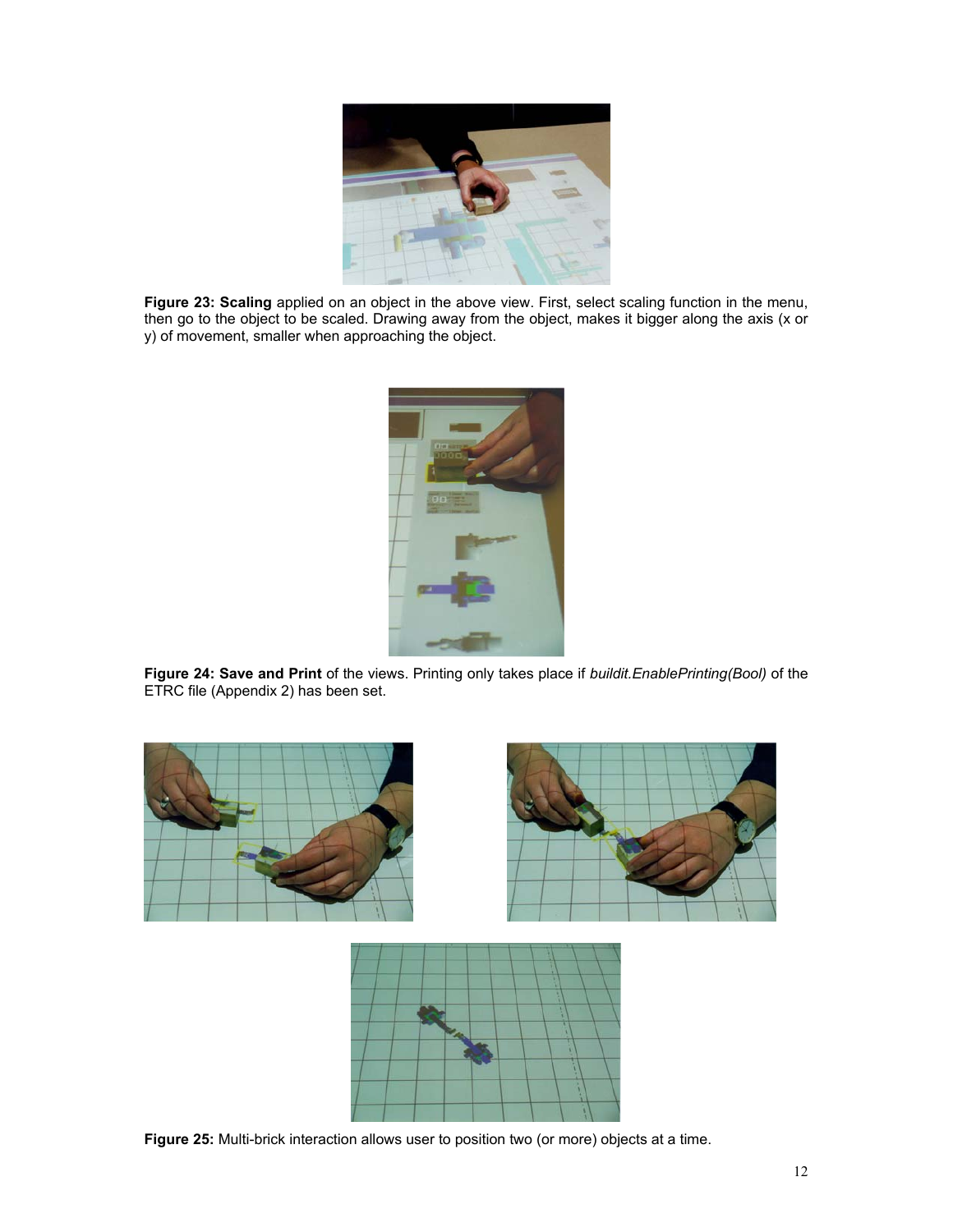**Figure 23: Scaling** applied on an object in the above view. First, select scaling function in the menu, then go to the object to be scaled. Drawing away from the object, makes it bigger along the axis (x or y) of movement, smaller when approaching the object.

**Figure 24: Save and Print** of the views. Printing only takes place if *buildit.EnablePrinting(Bool)* of the ETRC file (Appendix 2) has been set.

**Figure 25:** Multi-brick interaction allows user to position two (or more) objects at a time.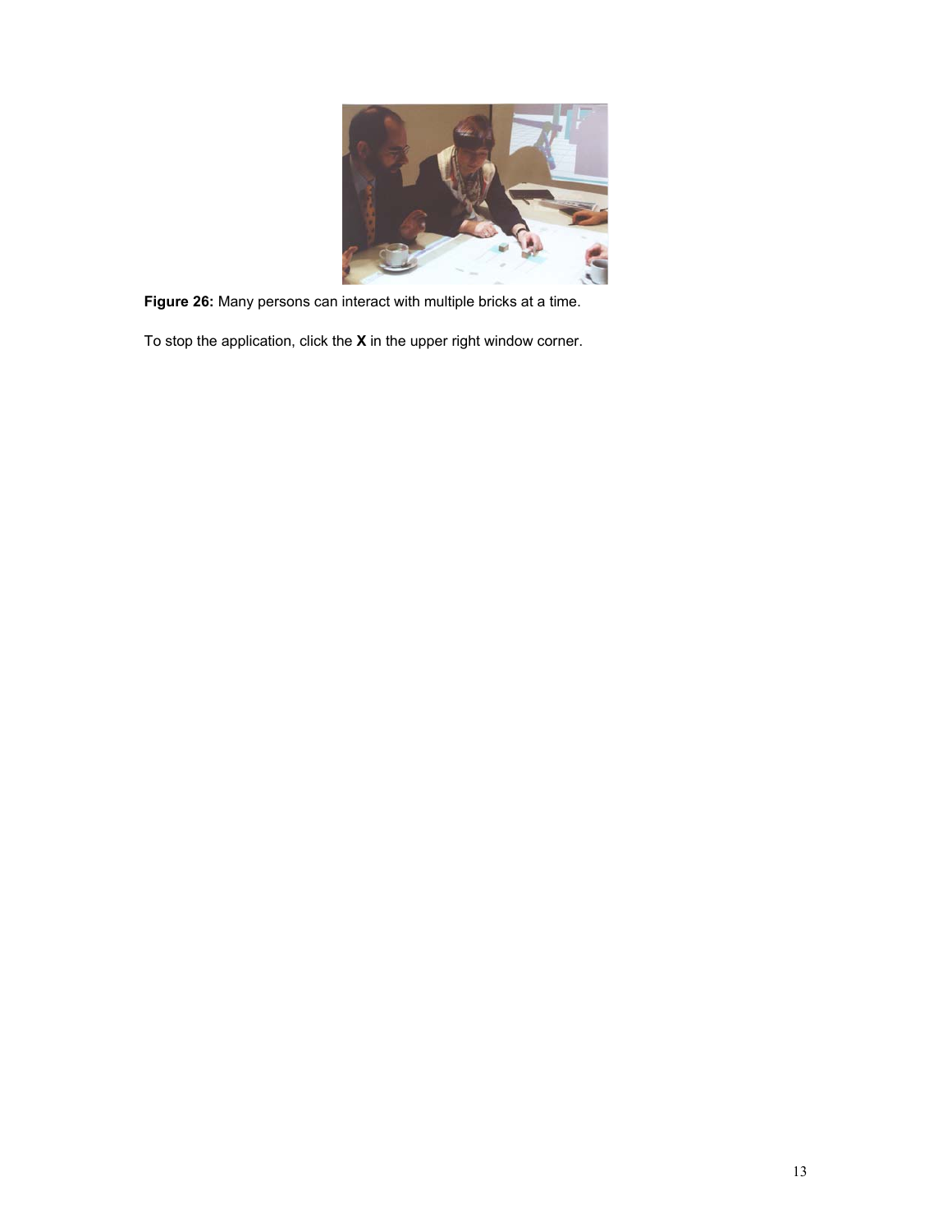**Figure 26:** Many persons can interact with multiple bricks at a time.

To stop the application, click the **X** in the upper right window corner.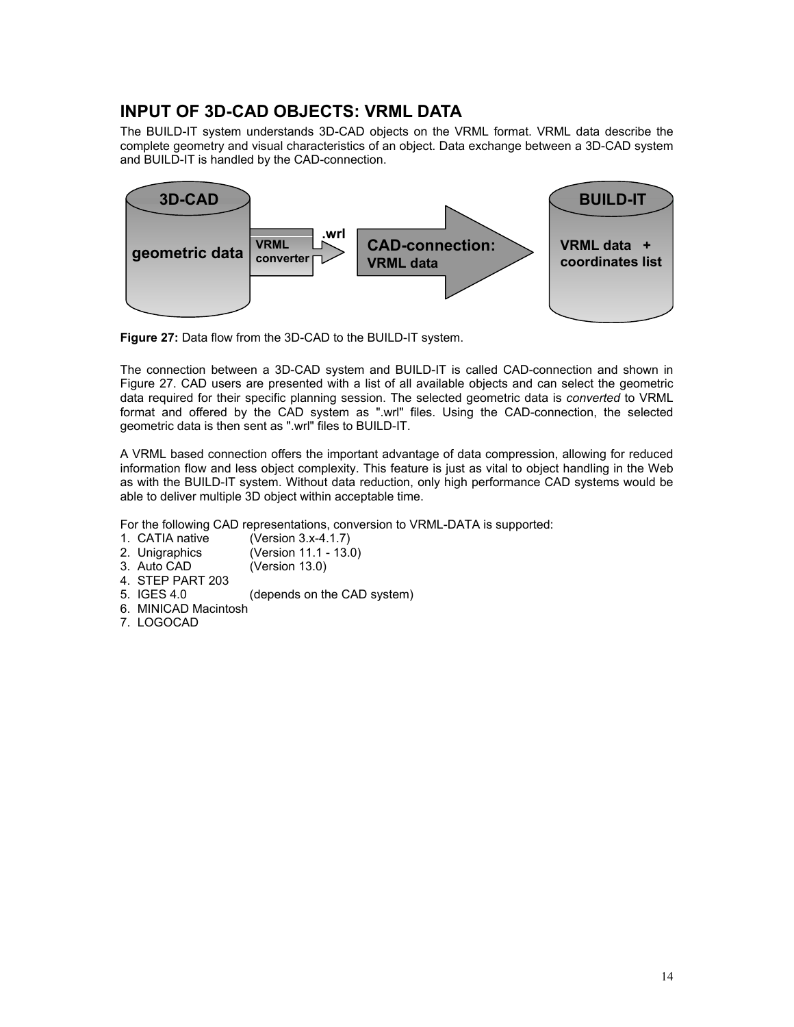## INPUT OF 3D-CAD OBJECTS: VRML DATA

The BUILD-IT system understands 3D-CAD objects on the VRML format. VRML data describe the complete geometry and visual characteristics of an object. Data exchange between a 3D-CAD system and BUILD-IT is handled by the CAD-connection.

**Figure 27:** Data flow from the 3D-CAD to the BUILD-IT system.

The connection between a 3D-CAD system and BUILD-IT is called CAD-connection and shown in Figure 27. CAD users are presented with a list of all available objects and can select the geometric data required for their specific planning session. The selected geometric data is *converted* to VRML format and offered by the CAD system as ".wrl" files. Using the CAD-connection, the selected geometric data is then sent as ".wrl" files to BUILD-IT.

A VRML based connection offers the important advantage of data compression, allowing for reduced information flow and less object complexity. This feature is just as vital to object handling in the Web as with the BUILD-IT system. Without data reduction, only high performance CAD systems would be able to deliver multiple 3D object within acceptable time.

For the following CAD representations, conversion to VRML-DATA is supported:

1. CATIA native (Version 3.x-4.1.7)
2. Unigraphics (Version 11.1 - 13.0)
3. Auto CAD (Version 13.0)
4. STEP PART 203
5. IGES 4.0 (depends on the CAD system)
6. MINICAD Macintosh
7. LOGOCAD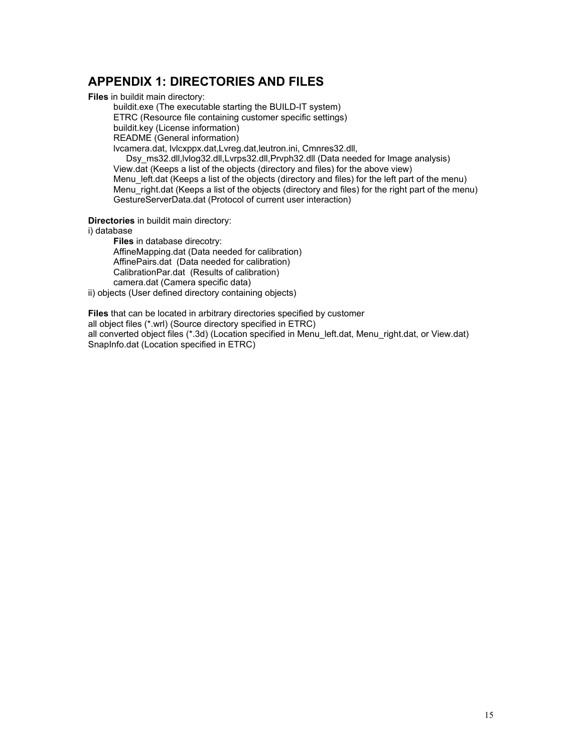## APPENDIX 1: DIRECTORIES AND FILES

**Files** in buildit main directory:

buildit.exe (The executable starting the BUILD-IT system)
ETRC (Resource file containing customer specific settings)
buildit.key (License information)
README (General information)
lvcamera.dat, lvlcxppx.dat,Lvreg.dat,leutron.ini, Cmnres32.dll,
Dsy_ms32.dll,lvlog32.dll,Lvrps32.dll,Prvph32.dll (Data needed for Image analysis)
View.dat (Keeps a list of the objects (directory and files) for the above view)
Menu_left.dat (Keeps a list of the objects (directory and files) for the left part of the menu)
Menu_right.dat (Keeps a list of the objects (directory and files) for the right part of the menu)
GestureServerData.dat (Protocol of current user interaction)

**Directories** in buildit main directory:

i) database

**Files** in database direcotry:
AffineMapping.dat (Data needed for calibration)
AffinePairs.dat (Data needed for calibration)
CalibrationPar.dat (Results of calibration)
camera.dat (Camera specific data)

ii) objects (User defined directory containing objects)

**Files** that can be located in arbitrary directories specified by customer
all object files (*.wrl) (Source directory specified in ETRC)
all converted object files (*.3d) (Location specified in Menu_left.dat, Menu_right.dat, or View.dat)
SnapInfo.dat (Location specified in ETRC)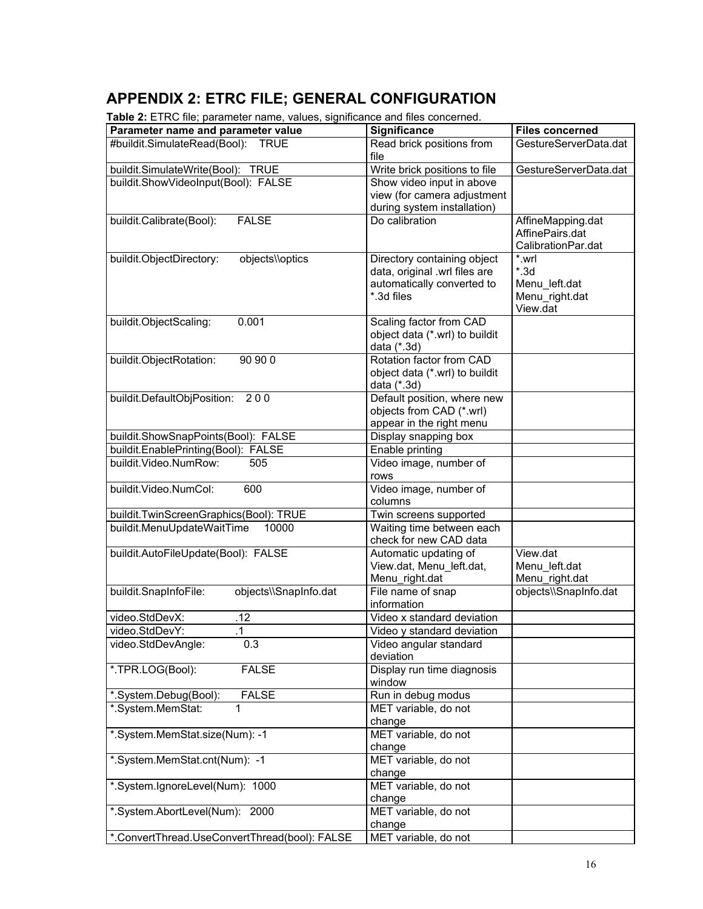# APPENDIX 2: ETRC FILE; GENERAL CONFIGURATION

**Table 2:** ETRC file; parameter name, values, significance and files concerned.

| Parameter name and parameter value | Significance | Files concerned |
|---|---|---|
| #buildit.SimulateRead(Bool): TRUE | Read brick positions from file | GestureServerData.dat |
| buildit.SimulateWrite(Bool): TRUE | Write brick positions to file | GestureServerData.dat |
| buildit.ShowVideoInput(Bool): FALSE | Show video input in above view (for camera adjustment during system installation) | |
| buildit.Calibrate(Bool): FALSE | Do calibration | AffineMapping.dat<br>AffinePairs.dat<br>CalibrationPar.dat |
| buildit.ObjectDirectory: objects\\optics | Directory containing object data, original .wrl files are automatically converted to *.3d files | *.wrl<br>*.3d<br>Menu_left.dat<br>Menu_right.dat<br>View.dat |
| buildit.ObjectScaling: 0.001 | Scaling factor from CAD object data (*.wrl) to buildit data (*.3d) | |
| buildit.ObjectRotation: 90 90 0 | Rotation factor from CAD object data (*.wrl) to buildit data (*.3d) | |
| buildit.DefaultObjPosition: 2 0 0 | Default position, where new objects from CAD (*.wrl) appear in the right menu | |
| buildit.ShowSnapPoints(Bool): FALSE | Display snapping box | |
| buildit.EnablePrinting(Bool): FALSE | Enable printing | |
| buildit.Video.NumRow: 505 | Video image, number of rows | |
| buildit.Video.NumCol: 600 | Video image, number of columns | |
| buildit.TwinScreenGraphics(Bool): TRUE | Twin screens supported | |
| buildit.MenuUpdateWaitTime 10000 | Waiting time between each check for new CAD data | |
| buildit.AutoFileUpdate(Bool): FALSE | Automatic updating of View.dat, Menu_left.dat, Menu_right.dat | View.dat<br>Menu_left.dat<br>Menu_right.dat |
| buildit.SnapInfoFile: objects\\SnapInfo.dat | File name of snap information | objects\\SnapInfo.dat |
| video.StdDevX: .12 | Video x standard deviation | |
| video.StdDevY: .1 | Video y standard deviation | |
| video.StdDevAngle: 0.3 | Video angular standard deviation | |
| *.TPR.LOG(Bool): FALSE | Display run time diagnosis window | |
| *.System.Debug(Bool): FALSE | Run in debug modus | |
| *.System.MemStat: 1 | MET variable, do not change | |
| *.System.MemStat.size(Num): -1 | MET variable, do not change | |
| *.System.MemStat.cnt(Num): -1 | MET variable, do not change | |
| *.System.IgnoreLevel(Num): 1000 | MET variable, do not change | |
| *.System.AbortLevel(Num): 2000 | MET variable, do not change | |
| *.ConvertThread.UseConvertThread(bool): FALSE | MET variable, do not | |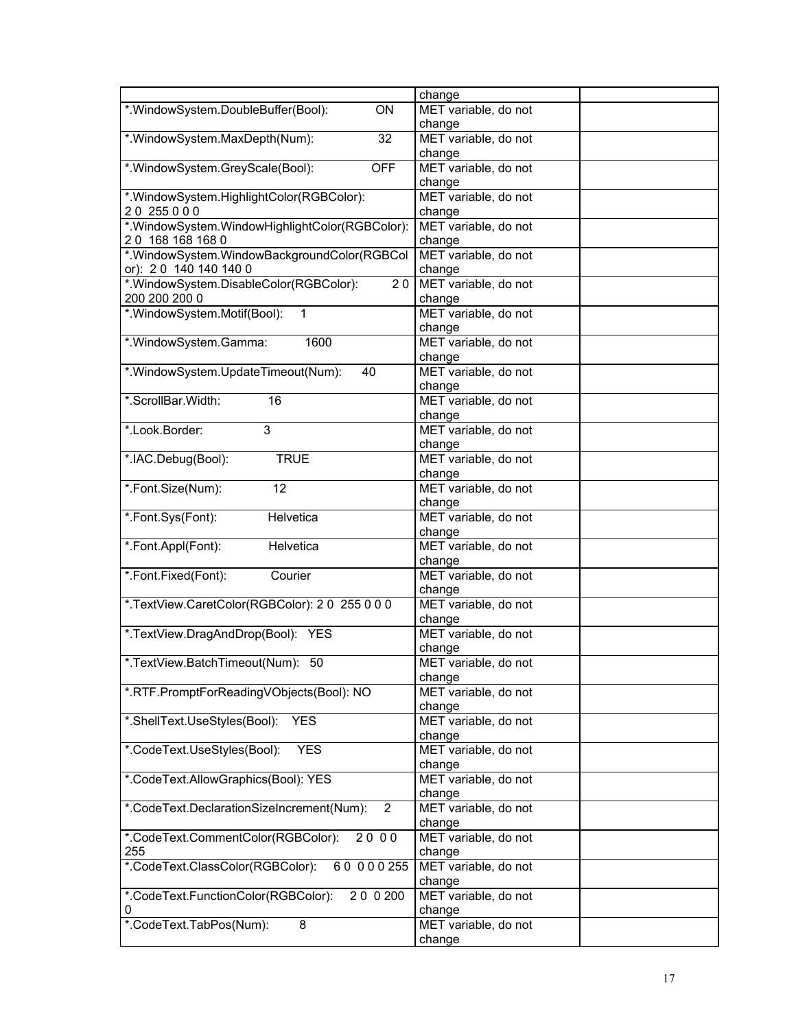| | | |
|---|---|---|
| | change | |
| *.WindowSystem.DoubleBuffer(Bool): ON | MET variable, do not change | |
| *.WindowSystem.MaxDepth(Num): 32 | MET variable, do not change | |
| *.WindowSystem.GreyScale(Bool): OFF | MET variable, do not change | |
| *.WindowSystem.HighlightColor(RGBColor): 2 0 255 0 0 0 | MET variable, do not change | |
| *.WindowSystem.WindowHighlightColor(RGBColor): 2 0 168 168 168 0 | MET variable, do not change | |
| *.WindowSystem.WindowBackgroundColor(RGBColor): 2 0 140 140 140 0 | MET variable, do not change | |
| *.WindowSystem.DisableColor(RGBColor): 2 0 200 200 200 0 | MET variable, do not change | |
| *.WindowSystem.Motif(Bool): 1 | MET variable, do not change | |
| *.WindowSystem.Gamma: 1600 | MET variable, do not change | |
| *.WindowSystem.UpdateTimeout(Num): 40 | MET variable, do not change | |
| *.ScrollBar.Width: 16 | MET variable, do not change | |
| *.Look.Border: 3 | MET variable, do not change | |
| *.IAC.Debug(Bool): TRUE | MET variable, do not change | |
| *.Font.Size(Num): 12 | MET variable, do not change | |
| *.Font.Sys(Font): Helvetica | MET variable, do not change | |
| *.Font.Appl(Font): Helvetica | MET variable, do not change | |
| *.Font.Fixed(Font): Courier | MET variable, do not change | |
| *.TextView.CaretColor(RGBColor): 2 0 255 0 0 0 | MET variable, do not change | |
| *.TextView.DragAndDrop(Bool): YES | MET variable, do not change | |
| *.TextView.BatchTimeout(Num): 50 | MET variable, do not change | |
| *.RTF.PromptForReadingVObjects(Bool): NO | MET variable, do not change | |
| *.ShellText.UseStyles(Bool): YES | MET variable, do not change | |
| *.CodeText.UseStyles(Bool): YES | MET variable, do not change | |
| *.CodeText.AllowGraphics(Bool): YES | MET variable, do not change | |
| *.CodeText.DeclarationSizeIncrement(Num): 2 | MET variable, do not change | |
| *.CodeText.CommentColor(RGBColor): 2 0 0 0 255 | MET variable, do not change | |
| *.CodeText.ClassColor(RGBColor): 6 0 0 0 0 255 | MET variable, do not change | |
| *.CodeText.FunctionColor(RGBColor): 2 0 0 200 0 | MET variable, do not change | |
| *.CodeText.TabPos(Num): 8 | MET variable, do not change | |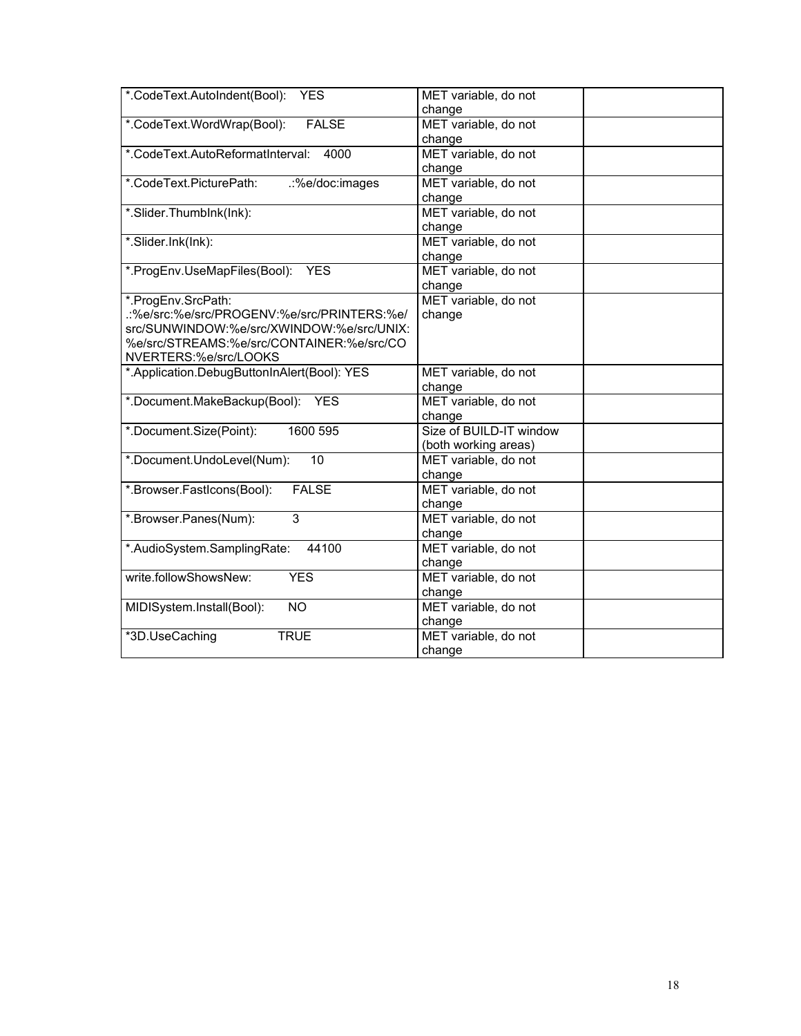| *.CodeText.AutoIndent(Bool): YES | MET variable, do not change | |
|---|---|---|
| *.CodeText.WordWrap(Bool): FALSE | MET variable, do not change | |
| *.CodeText.AutoReformatInterval: 4000 | MET variable, do not change | |
| *.CodeText.PicturePath: .:%e/doc:images | MET variable, do not change | |
| *.Slider.ThumbInk(Ink): | MET variable, do not change | |
| *.Slider.Ink(Ink): | MET variable, do not change | |
| *.ProgEnv.UseMapFiles(Bool): YES | MET variable, do not change | |
| *.ProgEnv.SrcPath: .:%e/src:%e/src/PROGENV:%e/src/PRINTERS:%e/src/SUNWINDOW:%e/src/XWINDOW:%e/src/UNIX:%e/src/STREAMS:%e/src/CONTAINER:%e/src/CONVERTERS:%e/src/LOOKS | MET variable, do not change | |
| *.Application.DebugButtonInAlert(Bool): YES | MET variable, do not change | |
| *.Document.MakeBackup(Bool): YES | MET variable, do not change | |
| *.Document.Size(Point): 1600 595 | Size of BUILD-IT window (both working areas) | |
| *.Document.UndoLevel(Num): 10 | MET variable, do not change | |
| *.Browser.FastIcons(Bool): FALSE | MET variable, do not change | |
| *.Browser.Panes(Num): 3 | MET variable, do not change | |
| *.AudioSystem.SamplingRate: 44100 | MET variable, do not change | |
| write.followShowsNew: YES | MET variable, do not change | |
| MIDISystem.Install(Bool): NO | MET variable, do not change | |
| *3D.UseCaching TRUE | MET variable, do not change | |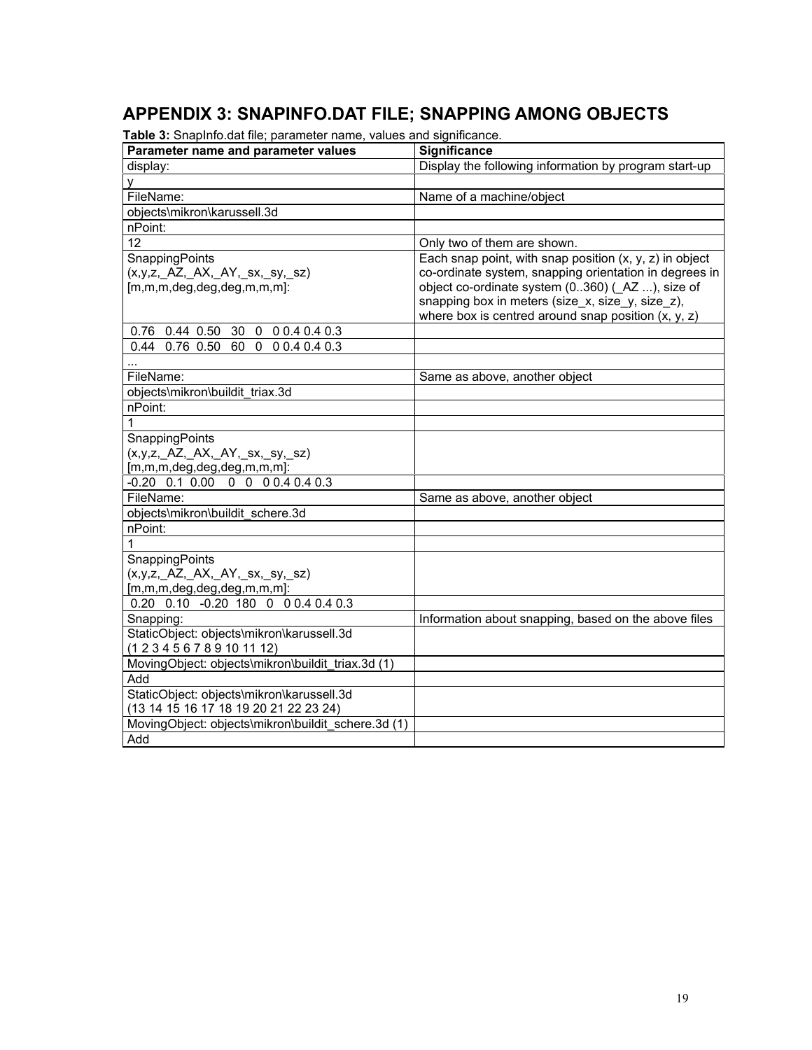# APPENDIX 3: SNAPINFO.DAT FILE; SNAPPING AMONG OBJECTS

**Table 3:** SnapInfo.dat file; parameter name, values and significance.

| Parameter name and parameter values | Significance |
|---|---|
| display: | Display the following information by program start-up |
| y | |
| FileName: | Name of a machine/object |
| objects\mikron\karussell.3d | |
| nPoint: | |
| 12 | Only two of them are shown. |
| SnappingPoints (x,y,z,_AZ,_AX,_AY,_sx,_sy,_sz) [m,m,m,deg,deg,deg,m,m,m]: | Each snap point, with snap position (x, y, z) in object co-ordinate system, snapping orientation in degrees in object co-ordinate system (0..360) (_AZ ...), size of snapping box in meters (size_x, size_y, size_z), where box is centred around snap position (x, y, z) |
| 0.76 0.44 0.50 30 0 0 0.4 0.4 0.3 | |
| 0.44 0.76 0.50 60 0 0 0.4 0.4 0.3 | |
| ... | |
| FileName: | Same as above, another object |
| objects\mikron\buildit_triax.3d | |
| nPoint: | |
| 1 | |
| SnappingPoints (x,y,z,_AZ,_AX,_AY,_sx,_sy,_sz) [m,m,m,deg,deg,deg,m,m,m]: | |
| -0.20 0.1 0.00 0 0 0 0.4 0.4 0.3 | |
| FileName: | Same as above, another object |
| objects\mikron\buildit_schere.3d | |
| nPoint: | |
| 1 | |
| SnappingPoints (x,y,z,_AZ,_AX,_AY,_sx,_sy,_sz) [m,m,m,deg,deg,deg,m,m,m]: | |
| 0.20 0.10 -0.20 180 0 0 0.4 0.4 0.3 | |
| Snapping: | Information about snapping, based on the above files |
| StaticObject: objects\mikron\karussell.3d (1 2 3 4 5 6 7 8 9 10 11 12) | |
| MovingObject: objects\mikron\buildit_triax.3d (1) | |
| Add | |
| StaticObject: objects\mikron\karussell.3d (13 14 15 16 17 18 19 20 21 22 23 24) | |
| MovingObject: objects\mikron\buildit_schere.3d (1) | |
| Add | |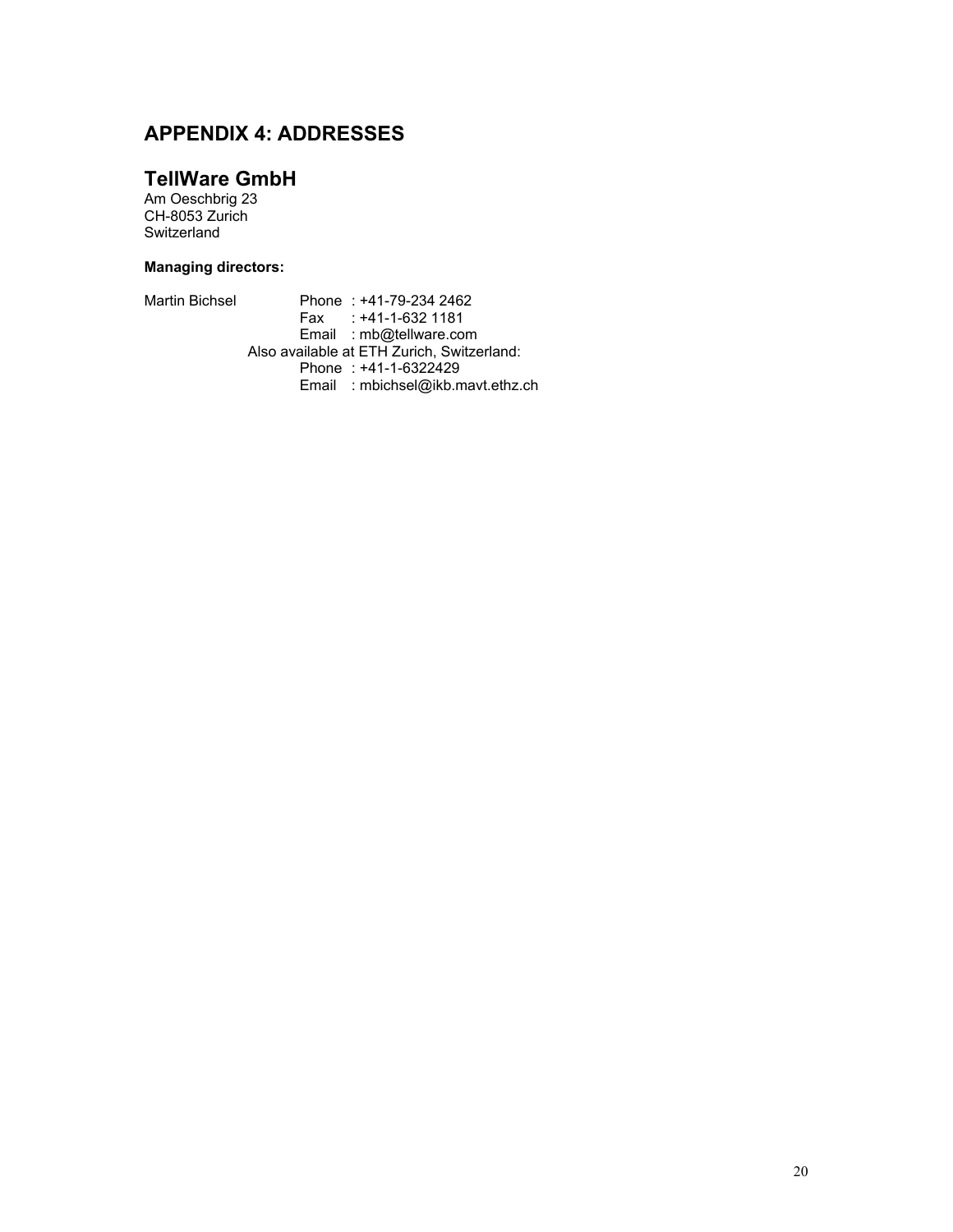# APPENDIX 4: ADDRESSES

## TellWare GmbH

Am Oeschbrig 23
CH-8053 Zurich
Switzerland

**Managing directors:**

Martin Bichsel
Phone : +41-79-234 2462
Fax : +41-1-632 1181
Email : mb@tellware.com
Also available at ETH Zurich, Switzerland:
Phone : +41-1-6322429
Email : mbichsel@ikb.mavt.ethz.ch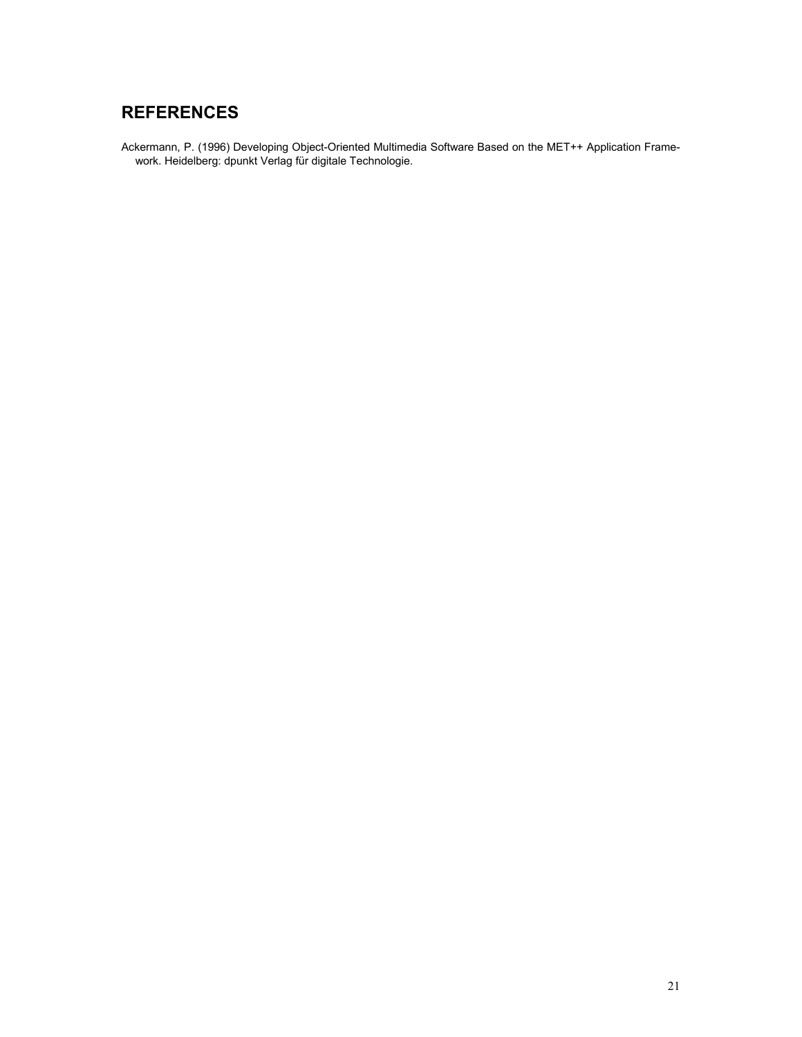# REFERENCES

Ackermann, P. (1996) Developing Object-Oriented Multimedia Software Based on the MET++ Application Framework. Heidelberg: dpunkt Verlag für digitale Technologie.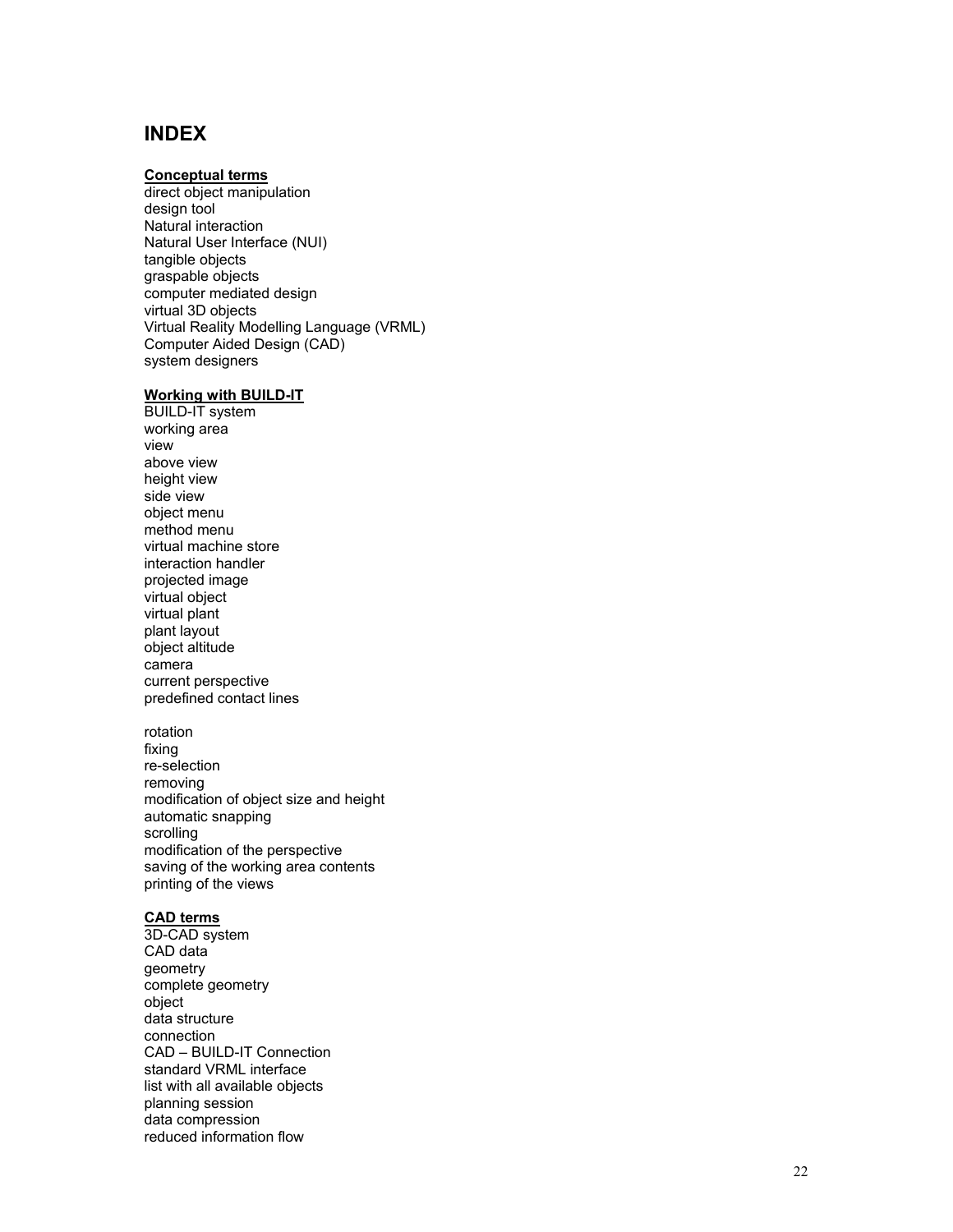# INDEX

**Conceptual terms**

direct object manipulation
design tool
Natural interaction
Natural User Interface (NUI)
tangible objects
graspable objects
computer mediated design
virtual 3D objects
Virtual Reality Modelling Language (VRML)
Computer Aided Design (CAD)
system designers

**Working with BUILD-IT**

BUILD-IT system
working area
view
above view
height view
side view
object menu
method menu
virtual machine store
interaction handler
projected image
virtual object
virtual plant
plant layout
object altitude
camera
current perspective
predefined contact lines

rotation
fixing
re-selection
removing
modification of object size and height
automatic snapping
scrolling
modification of the perspective
saving of the working area contents
printing of the views

**CAD terms**

3D-CAD system
CAD data
geometry
complete geometry
object
data structure
connection
CAD – BUILD-IT Connection
standard VRML interface
list with all available objects
planning session
data compression
reduced information flow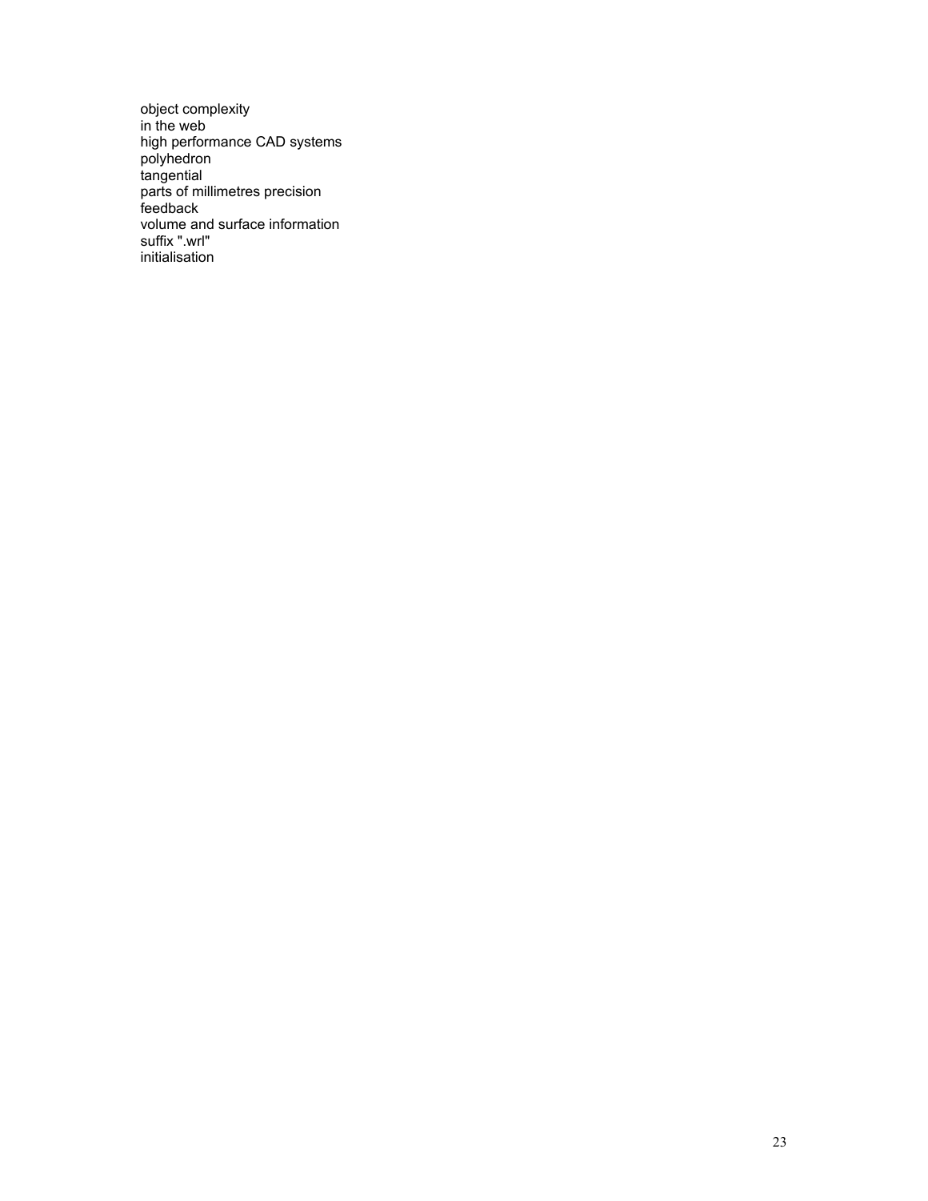object complexity
in the web
high performance CAD systems
polyhedron
tangential
parts of millimetres precision
feedback
volume and surface information
suffix ".wrl"
initialisation